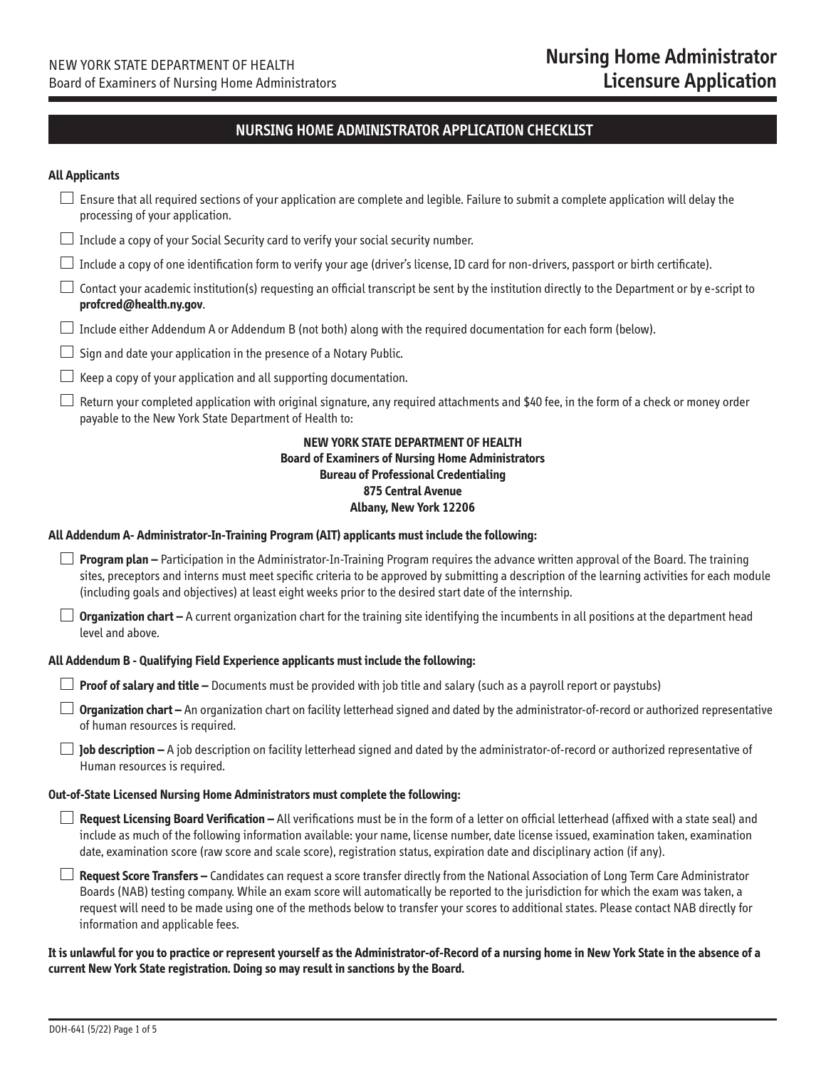NEW YORK STATE DEPARTMENT OF HEALTH
Board of Examiners of Nursing Home Administrators

# Nursing Home Administrator Licensure Application

## NURSING HOME ADMINISTRATOR APPLICATION CHECKLIST

**All Applicants**

- ☐ Ensure that all required sections of your application are complete and legible. Failure to submit a complete application will delay the processing of your application.
- ☐ Include a copy of your Social Security card to verify your social security number.
- ☐ Include a copy of one identification form to verify your age (driver's license, ID card for non-drivers, passport or birth certificate).
- ☐ Contact your academic institution(s) requesting an official transcript be sent by the institution directly to the Department or by e-script to **profcred@health.ny.gov**.
- ☐ Include either Addendum A or Addendum B (not both) along with the required documentation for each form (below).
- ☐ Sign and date your application in the presence of a Notary Public.
- ☐ Keep a copy of your application and all supporting documentation.
- ☐ Return your completed application with original signature, any required attachments and $40 fee, in the form of a check or money order payable to the New York State Department of Health to:

**NEW YORK STATE DEPARTMENT OF HEALTH**
**Board of Examiners of Nursing Home Administrators**
**Bureau of Professional Credentialing**
**875 Central Avenue**
**Albany, New York 12206**

**All Addendum A- Administrator-In-Training Program (AIT) applicants must include the following:**

- ☐ **Program plan –** Participation in the Administrator-In-Training Program requires the advance written approval of the Board. The training sites, preceptors and interns must meet specific criteria to be approved by submitting a description of the learning activities for each module (including goals and objectives) at least eight weeks prior to the desired start date of the internship.
- ☐ **Organization chart –** A current organization chart for the training site identifying the incumbents in all positions at the department head level and above.

**All Addendum B - Qualifying Field Experience applicants must include the following:**

- ☐ **Proof of salary and title –** Documents must be provided with job title and salary (such as a payroll report or paystubs)
- ☐ **Organization chart –** An organization chart on facility letterhead signed and dated by the administrator-of-record or authorized representative of human resources is required.
- ☐ **Job description –** A job description on facility letterhead signed and dated by the administrator-of-record or authorized representative of Human resources is required.

**Out-of-State Licensed Nursing Home Administrators must complete the following:**

- ☐ **Request Licensing Board Verification –** All verifications must be in the form of a letter on official letterhead (affixed with a state seal) and include as much of the following information available: your name, license number, date license issued, examination taken, examination date, examination score (raw score and scale score), registration status, expiration date and disciplinary action (if any).
- ☐ **Request Score Transfers –** Candidates can request a score transfer directly from the National Association of Long Term Care Administrator Boards (NAB) testing company. While an exam score will automatically be reported to the jurisdiction for which the exam was taken, a request will need to be made using one of the methods below to transfer your scores to additional states. Please contact NAB directly for information and applicable fees.

**It is unlawful for you to practice or represent yourself as the Administrator-of-Record of a nursing home in New York State in the absence of a current New York State registration. Doing so may result in sanctions by the Board.**

DOH-641 (5/22)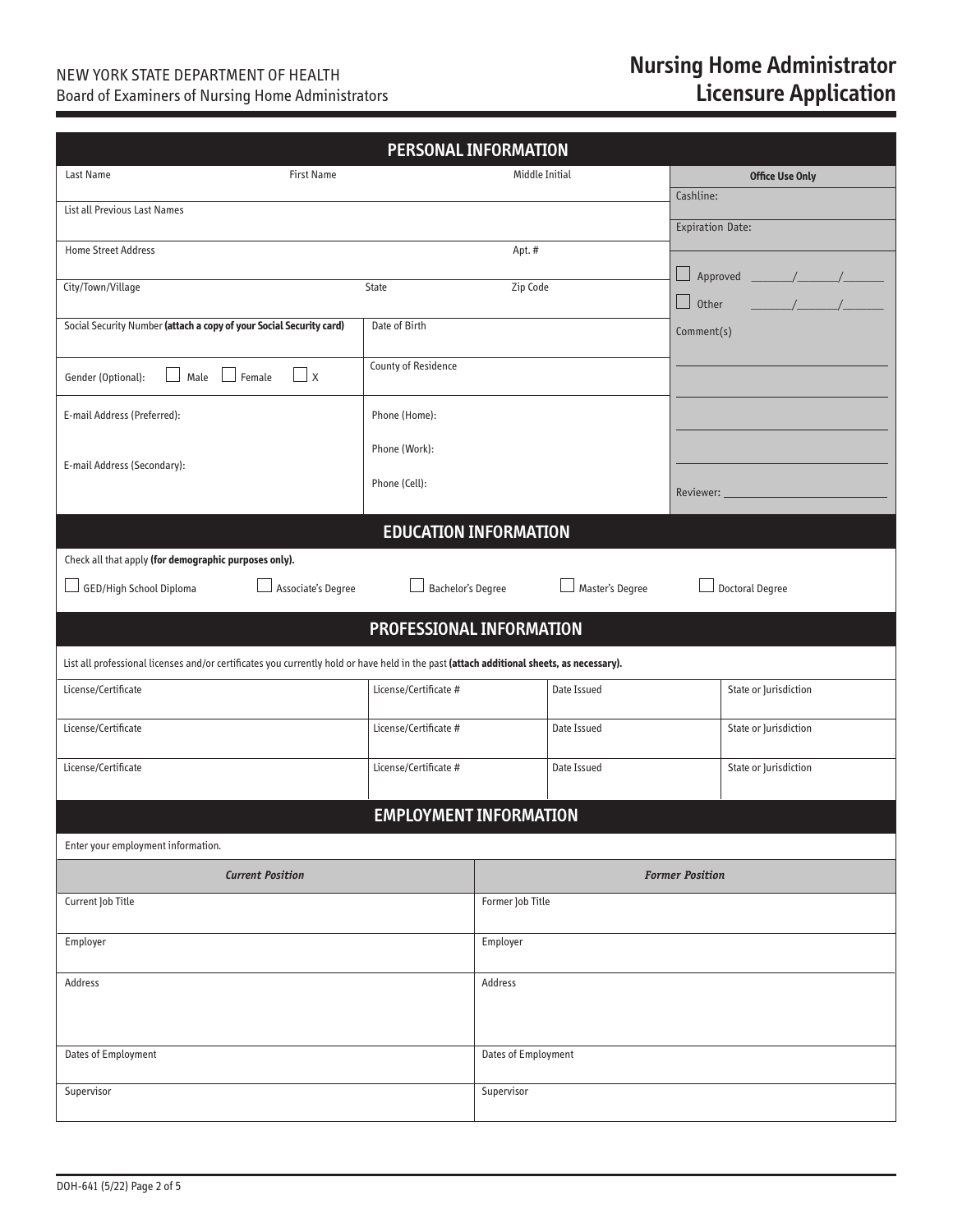NEW YORK STATE DEPARTMENT OF HEALTH
Board of Examiners of Nursing Home Administrators

# Nursing Home Administrator Licensure Application

## PERSONAL INFORMATION

| Last Name | First Name | Middle Initial |
|---|---|---|
| | | |

List all Previous Last Names

| Home Street Address | Apt. # |
|---|---|
| | |

| City/Town/Village | State | Zip Code |
|---|---|---|
| | | |

| Social Security Number **(attach a copy of your Social Security card)** | Date of Birth |
|---|---|
| | |

| Gender (Optional): ☐ Male ☐ Female ☐ X | County of Residence |
|---|---|
| | |

| E-mail Address (Preferred): | Phone (Home): |
|---|---|
| E-mail Address (Secondary): | Phone (Work): |
| | Phone (Cell): |

**Office Use Only**

Cashline:

Expiration Date:

☐ Approved \_\_\_\_\_\_/\_\_\_\_\_\_/\_\_\_\_\_\_

☐ Other \_\_\_\_\_\_/\_\_\_\_\_\_/\_\_\_\_\_\_

Comment(s)

Reviewer: \_\_\_\_\_\_\_\_\_\_\_\_\_\_\_\_\_\_\_\_

## EDUCATION INFORMATION

Check all that apply **(for demographic purposes only).**

☐ GED/High School Diploma ☐ Associate's Degree ☐ Bachelor's Degree ☐ Master's Degree ☐ Doctoral Degree

## PROFESSIONAL INFORMATION

List all professional licenses and/or certificates you currently hold or have held in the past **(attach additional sheets, as necessary).**

| License/Certificate | License/Certificate # | Date Issued | State or Jurisdiction |
|---|---|---|---|
| License/Certificate | License/Certificate # | Date Issued | State or Jurisdiction |
| License/Certificate | License/Certificate # | Date Issued | State or Jurisdiction |

## EMPLOYMENT INFORMATION

Enter your employment information.

| *Current Position* | *Former Position* |
|---|---|
| Current Job Title | Former Job Title |
| Employer | Employer |
| Address | Address |
| Dates of Employment | Dates of Employment |
| Supervisor | Supervisor |

DOH-641 (5/22)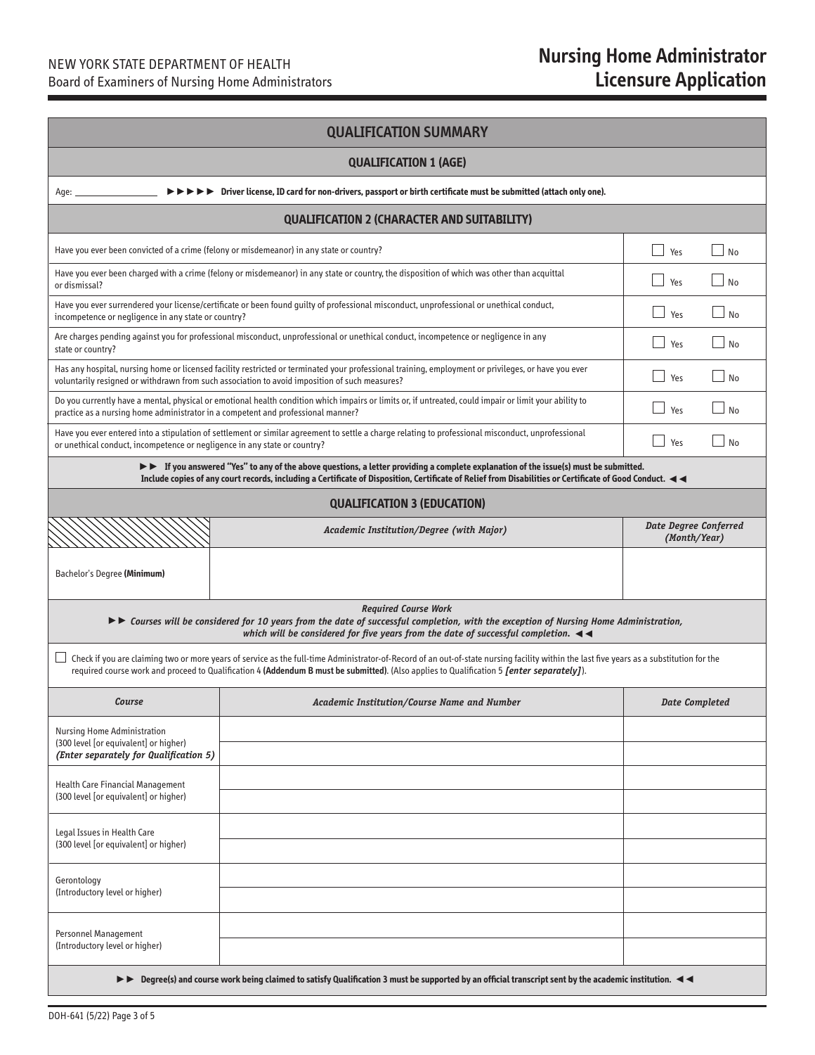NEW YORK STATE DEPARTMENT OF HEALTH
Board of Examiners of Nursing Home Administrators

# Nursing Home Administrator Licensure Application

## QUALIFICATION SUMMARY

### QUALIFICATION 1 (AGE)

Age: ________________ ►►►►► **Driver license, ID card for non-drivers, passport or birth certificate must be submitted (attach only one).**

### QUALIFICATION 2 (CHARACTER AND SUITABILITY)

| Question | Yes | No |
|---|---|---|
| Have you ever been convicted of a crime (felony or misdemeanor) in any state or country? | ☐ Yes | ☐ No |
| Have you ever been charged with a crime (felony or misdemeanor) in any state or country, the disposition of which was other than acquittal or dismissal? | ☐ Yes | ☐ No |
| Have you ever surrendered your license/certificate or been found guilty of professional misconduct, unprofessional or unethical conduct, incompetence or negligence in any state or country? | ☐ Yes | ☐ No |
| Are charges pending against you for professional misconduct, unprofessional or unethical conduct, incompetence or negligence in any state or country? | ☐ Yes | ☐ No |
| Has any hospital, nursing home or licensed facility restricted or terminated your professional training, employment or privileges, or have you ever voluntarily resigned or withdrawn from such association to avoid imposition of such measures? | ☐ Yes | ☐ No |
| Do you currently have a mental, physical or emotional health condition which impairs or limits or, if untreated, could impair or limit your ability to practice as a nursing home administrator in a competent and professional manner? | ☐ Yes | ☐ No |
| Have you ever entered into a stipulation of settlement or similar agreement to settle a charge relating to professional misconduct, unprofessional or unethical conduct, incompetence or negligence in any state or country? | ☐ Yes | ☐ No |

**►► If you answered "Yes" to any of the above questions, a letter providing a complete explanation of the issue(s) must be submitted. Include copies of any court records, including a Certificate of Disposition, Certificate of Relief from Disabilities or Certificate of Good Conduct. ◄◄**

### QUALIFICATION 3 (EDUCATION)

| | *Academic Institution/Degree (with Major)* | *Date Degree Conferred (Month/Year)* |
|---|---|---|
| Bachelor's Degree **(Minimum)** | | |

*Required Course Work*

►► *Courses will be considered for 10 years from the date of successful completion, with the exception of Nursing Home Administration, which will be considered for five years from the date of successful completion.* ◄◄

☐ Check if you are claiming two or more years of service as the full-time Administrator-of-Record of an out-of-state nursing facility within the last five years as a substitution for the required course work and proceed to Qualification 4 **(Addendum B must be submitted)**. (Also applies to Qualification 5 ***[enter separately]***).

| *Course* | *Academic Institution/Course Name and Number* | *Date Completed* |
|---|---|---|
| Nursing Home Administration (300 level [or equivalent] or higher) ***(Enter separately for Qualification 5)*** | | |
| | | |
| Health Care Financial Management (300 level [or equivalent] or higher) | | |
| | | |
| Legal Issues in Health Care (300 level [or equivalent] or higher) | | |
| | | |
| Gerontology (Introductory level or higher) | | |
| | | |
| Personnel Management (Introductory level or higher) | | |
| | | |

**►► Degree(s) and course work being claimed to satisfy Qualification 3 must be supported by an official transcript sent by the academic institution. ◄◄**

DOH-641 (5/22)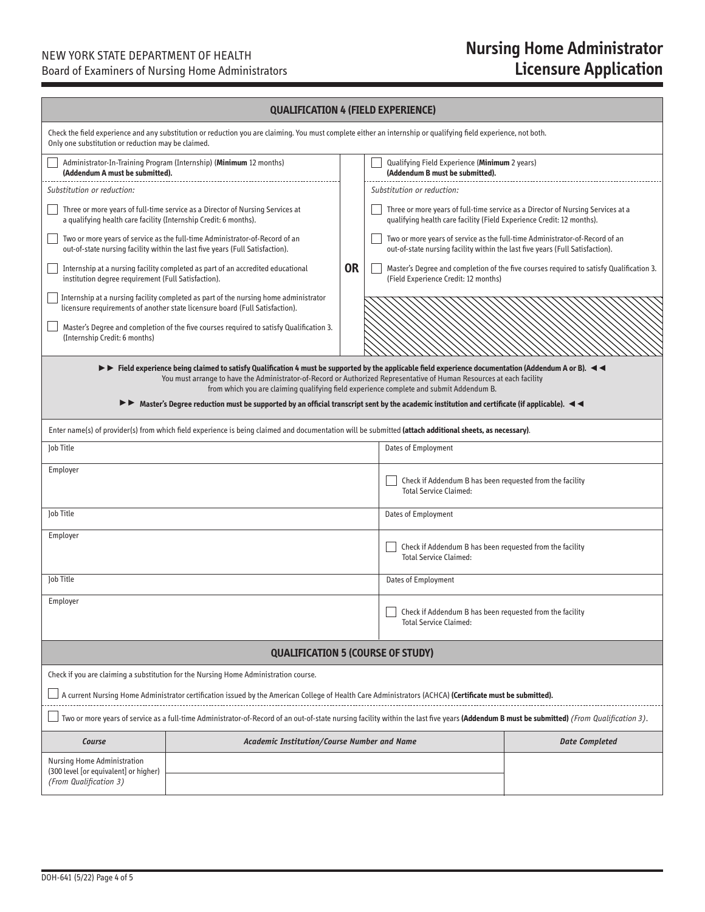# Nursing Home Administrator Licensure Application

NEW YORK STATE DEPARTMENT OF HEALTH
Board of Examiners of Nursing Home Administrators

## QUALIFICATION 4 (FIELD EXPERIENCE)

Check the field experience and any substitution or reduction you are claiming. You must complete either an internship or qualifying field experience, not both. Only one substitution or reduction may be claimed.

- ☐ Administrator-In-Training Program (Internship) (**Minimum** 12 months) **(Addendum A must be submitted).**

*Substitution or reduction:*

- ☐ Three or more years of full-time service as a Director of Nursing Services at a qualifying health care facility (Internship Credit: 6 months).
- ☐ Two or more years of service as the full-time Administrator-of-Record of an out-of-state nursing facility within the last five years (Full Satisfaction).
- ☐ Internship at a nursing facility completed as part of an accredited educational institution degree requirement (Full Satisfaction).
- ☐ Internship at a nursing facility completed as part of the nursing home administrator licensure requirements of another state licensure board (Full Satisfaction).
- ☐ Master's Degree and completion of the five courses required to satisfy Qualification 3. (Internship Credit: 6 months)

**OR**

- ☐ Qualifying Field Experience (**Minimum** 2 years) **(Addendum B must be submitted).**

*Substitution or reduction:*

- ☐ Three or more years of full-time service as a Director of Nursing Services at a qualifying health care facility (Field Experience Credit: 12 months).
- ☐ Two or more years of service as the full-time Administrator-of-Record of an out-of-state nursing facility within the last five years (Full Satisfaction).
- ☐ Master's Degree and completion of the five courses required to satisfy Qualification 3. (Field Experience Credit: 12 months)

►► **Field experience being claimed to satisfy Qualification 4 must be supported by the applicable field experience documentation (Addendum A or B).** ◄◄
You must arrange to have the Administrator-of-Record or Authorized Representative of Human Resources at each facility from which you are claiming qualifying field experience complete and submit Addendum B.

►► **Master's Degree reduction must be supported by an official transcript sent by the academic institution and certificate (if applicable).** ◄◄

Enter name(s) of provider(s) from which field experience is being claimed and documentation will be submitted **(attach additional sheets, as necessary)**.

| Job Title | Dates of Employment |
|---|---|
| Employer | ☐ Check if Addendum B has been requested from the facility<br>Total Service Claimed: |
| Job Title | Dates of Employment |
| Employer | ☐ Check if Addendum B has been requested from the facility<br>Total Service Claimed: |
| Job Title | Dates of Employment |
| Employer | ☐ Check if Addendum B has been requested from the facility<br>Total Service Claimed: |

## QUALIFICATION 5 (COURSE OF STUDY)

Check if you are claiming a substitution for the Nursing Home Administration course.

- ☐ A current Nursing Home Administrator certification issued by the American College of Health Care Administrators (ACHCA) **(Certificate must be submitted).**
- ☐ Two or more years of service as a full-time Administrator-of-Record of an out-of-state nursing facility within the last five years **(Addendum B must be submitted)** *(From Qualification 3)*.

| *Course* | *Academic Institution/Course Number and Name* | *Date Completed* |
|---|---|---|
| Nursing Home Administration (300 level [or equivalent] or higher) *(From Qualification 3)* | | |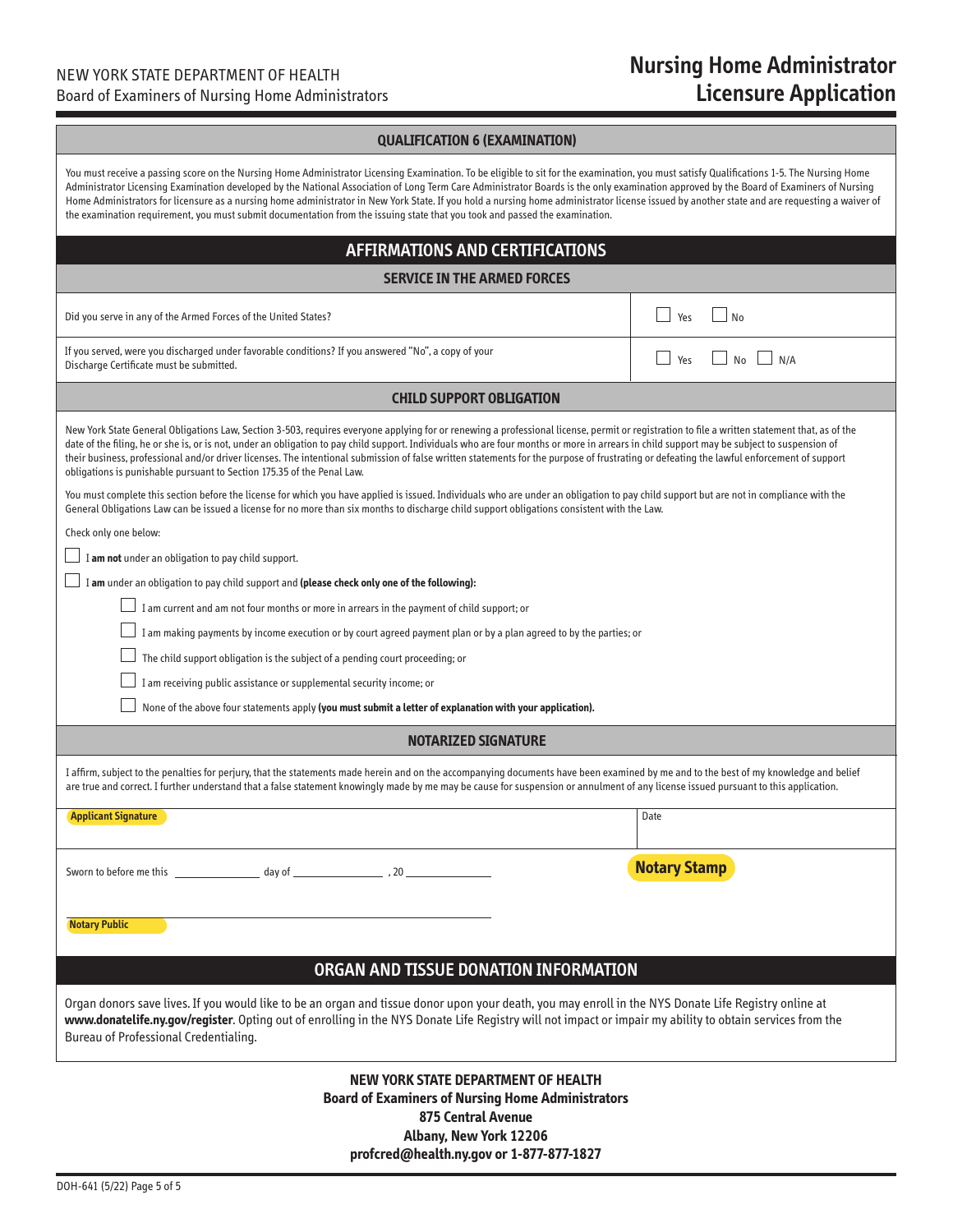NEW YORK STATE DEPARTMENT OF HEALTH
Board of Examiners of Nursing Home Administrators

# Nursing Home Administrator Licensure Application

### QUALIFICATION 6 (EXAMINATION)

You must receive a passing score on the Nursing Home Administrator Licensing Examination. To be eligible to sit for the examination, you must satisfy Qualifications 1-5. The Nursing Home Administrator Licensing Examination developed by the National Association of Long Term Care Administrator Boards is the only examination approved by the Board of Examiners of Nursing Home Administrators for licensure as a nursing home administrator in New York State. If you hold a nursing home administrator license issued by another state and are requesting a waiver of the examination requirement, you must submit documentation from the issuing state that you took and passed the examination.

## AFFIRMATIONS AND CERTIFICATIONS

### SERVICE IN THE ARMED FORCES

| | |
|---|---|
| Did you serve in any of the Armed Forces of the United States? | ☐ Yes ☐ No |
| If you served, were you discharged under favorable conditions? If you answered "No", a copy of your Discharge Certificate must be submitted. | ☐ Yes ☐ No ☐ N/A |

### CHILD SUPPORT OBLIGATION

New York State General Obligations Law, Section 3-503, requires everyone applying for or renewing a professional license, permit or registration to file a written statement that, as of the date of the filing, he or she is, or is not, under an obligation to pay child support. Individuals who are four months or more in arrears in child support may be subject to suspension of their business, professional and/or driver licenses. The intentional submission of false written statements for the purpose of frustrating or defeating the lawful enforcement of support obligations is punishable pursuant to Section 175.35 of the Penal Law.

You must complete this section before the license for which you have applied is issued. Individuals who are under an obligation to pay child support but are not in compliance with the General Obligations Law can be issued a license for no more than six months to discharge child support obligations consistent with the Law.

Check only one below:

☐ I **am not** under an obligation to pay child support.

☐ I **am** under an obligation to pay child support and **(please check only one of the following):**

- ☐ I am current and am not four months or more in arrears in the payment of child support; or
- ☐ I am making payments by income execution or by court agreed payment plan or by a plan agreed to by the parties; or
- ☐ The child support obligation is the subject of a pending court proceeding; or
- ☐ I am receiving public assistance or supplemental security income; or
- ☐ None of the above four statements apply **(you must submit a letter of explanation with your application).**

### NOTARIZED SIGNATURE

I affirm, subject to the penalties for perjury, that the statements made herein and on the accompanying documents have been examined by me and to the best of my knowledge and belief are true and correct. I further understand that a false statement knowingly made by me may be cause for suspension or annulment of any license issued pursuant to this application.

| | |
|---|---|
| **Applicant Signature** | Date |

Sworn to before me this ______________ day of ________________ , 20 ______________

**Notary Stamp**

______________________________________________

**Notary Public**

## ORGAN AND TISSUE DONATION INFORMATION

Organ donors save lives. If you would like to be an organ and tissue donor upon your death, you may enroll in the NYS Donate Life Registry online at **www.donatelife.ny.gov/register**. Opting out of enrolling in the NYS Donate Life Registry will not impact or impair my ability to obtain services from the Bureau of Professional Credentialing.

**NEW YORK STATE DEPARTMENT OF HEALTH**
**Board of Examiners of Nursing Home Administrators**
**875 Central Avenue**
**Albany, New York 12206**
**profcred@health.ny.gov or 1-877-877-1827**

DOH-641 (5/22)